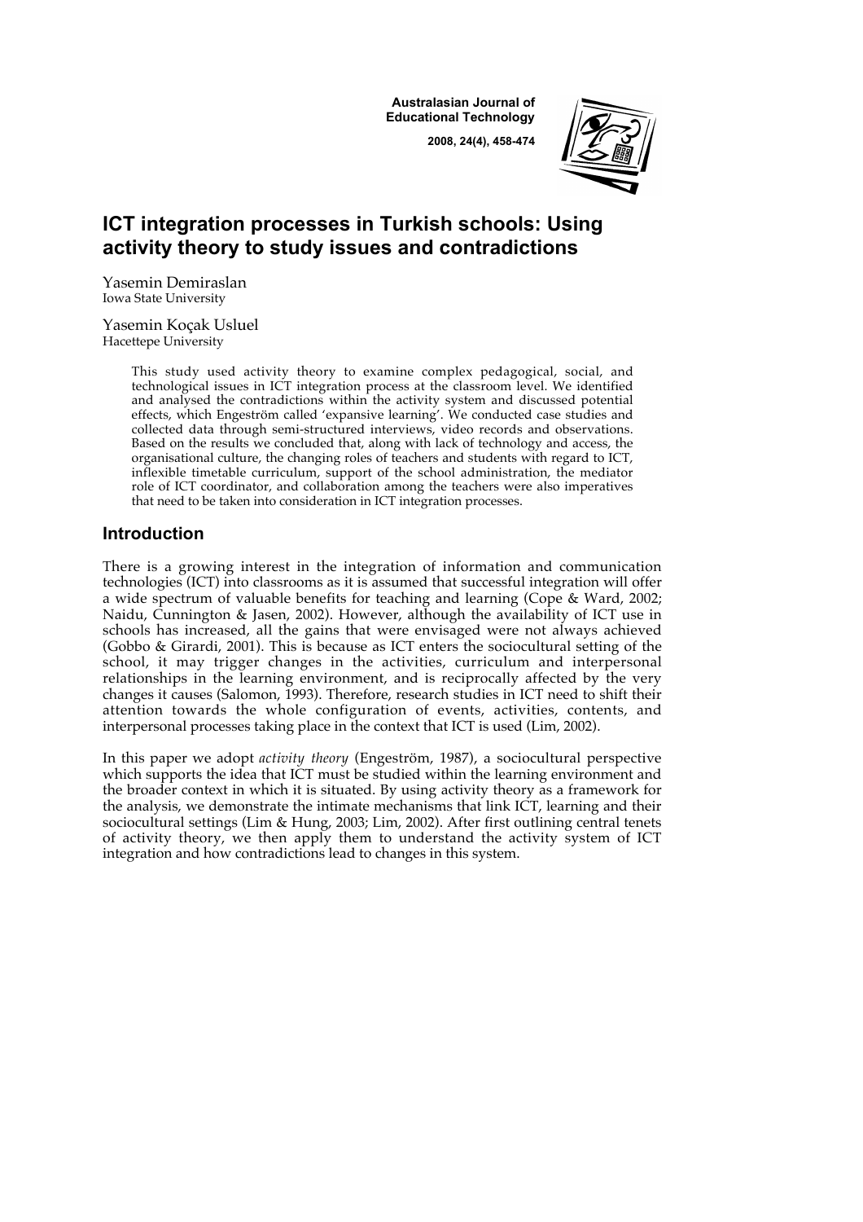# ICT integration processes in Turkish schools: Using activity theory to study issues and contradictions

Yasemin Demiraslan
Iowa State University

Yasemin Koçak Usluel
Hacettepe University

> This study used activity theory to examine complex pedagogical, social, and technological issues in ICT integration process at the classroom level. We identified and analysed the contradictions within the activity system and discussed potential effects, which Engeström called 'expansive learning'. We conducted case studies and collected data through semi-structured interviews, video records and observations. Based on the results we concluded that, along with lack of technology and access, the organisational culture, the changing roles of teachers and students with regard to ICT, inflexible timetable curriculum, support of the school administration, the mediator role of ICT coordinator, and collaboration among the teachers were also imperatives that need to be taken into consideration in ICT integration processes.

## Introduction

There is a growing interest in the integration of information and communication technologies (ICT) into classrooms as it is assumed that successful integration will offer a wide spectrum of valuable benefits for teaching and learning (Cope & Ward, 2002; Naidu, Cunnington & Jasen, 2002). However, although the availability of ICT use in schools has increased, all the gains that were envisaged were not always achieved (Gobbo & Girardi, 2001). This is because as ICT enters the sociocultural setting of the school, it may trigger changes in the activities, curriculum and interpersonal relationships in the learning environment, and is reciprocally affected by the very changes it causes (Salomon, 1993). Therefore, research studies in ICT need to shift their attention towards the whole configuration of events, activities, contents, and interpersonal processes taking place in the context that ICT is used (Lim, 2002).

In this paper we adopt *activity theory* (Engeström, 1987), a sociocultural perspective which supports the idea that ICT must be studied within the learning environment and the broader context in which it is situated. By using activity theory as a framework for the analysis, we demonstrate the intimate mechanisms that link ICT, learning and their sociocultural settings (Lim & Hung, 2003; Lim, 2002). After first outlining central tenets of activity theory, we then apply them to understand the activity system of ICT integration and how contradictions lead to changes in this system.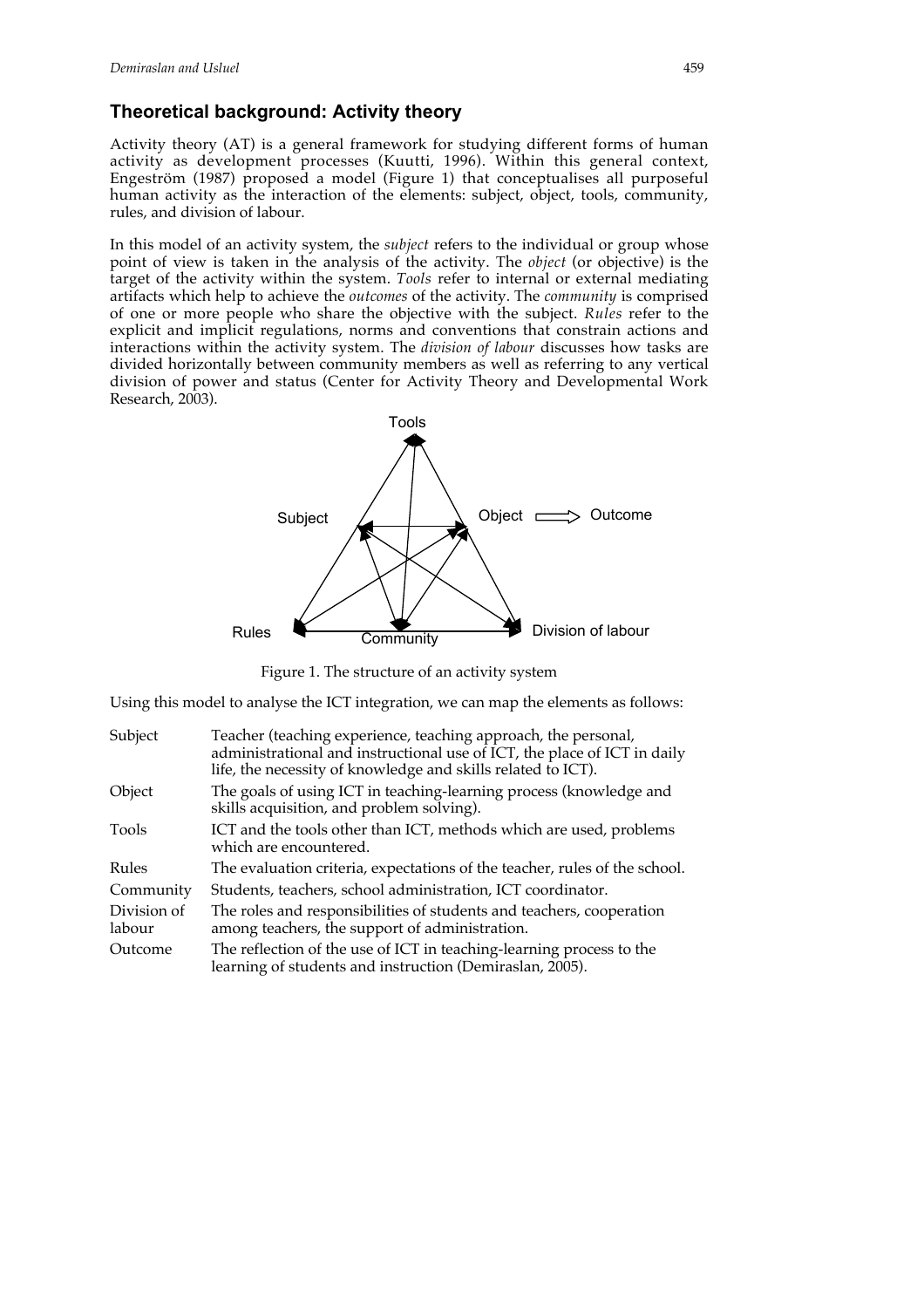## Theoretical background: Activity theory

Activity theory (AT) is a general framework for studying different forms of human activity as development processes (Kuutti, 1996). Within this general context, Engeström (1987) proposed a model (Figure 1) that conceptualises all purposeful human activity as the interaction of the elements: subject, object, tools, community, rules, and division of labour.

In this model of an activity system, the *subject* refers to the individual or group whose point of view is taken in the analysis of the activity. The *object* (or objective) is the target of the activity within the system. *Tools* refer to internal or external mediating artifacts which help to achieve the *outcomes* of the activity. The *community* is comprised of one or more people who share the objective with the subject. *Rules* refer to the explicit and implicit regulations, norms and conventions that constrain actions and interactions within the activity system. The *division of labour* discusses how tasks are divided horizontally between community members as well as referring to any vertical division of power and status (Center for Activity Theory and Developmental Work Research, 2003).

Figure 1. The structure of an activity system

Using this model to analyse the ICT integration, we can map the elements as follows:

| | |
|---|---|
| Subject | Teacher (teaching experience, teaching approach, the personal, administrational and instructional use of ICT, the place of ICT in daily life, the necessity of knowledge and skills related to ICT). |
| Object | The goals of using ICT in teaching-learning process (knowledge and skills acquisition, and problem solving). |
| Tools | ICT and the tools other than ICT, methods which are used, problems which are encountered. |
| Rules | The evaluation criteria, expectations of the teacher, rules of the school. |
| Community | Students, teachers, school administration, ICT coordinator. |
| Division of labour | The roles and responsibilities of students and teachers, cooperation among teachers, the support of administration. |
| Outcome | The reflection of the use of ICT in teaching-learning process to the learning of students and instruction (Demiraslan, 2005). |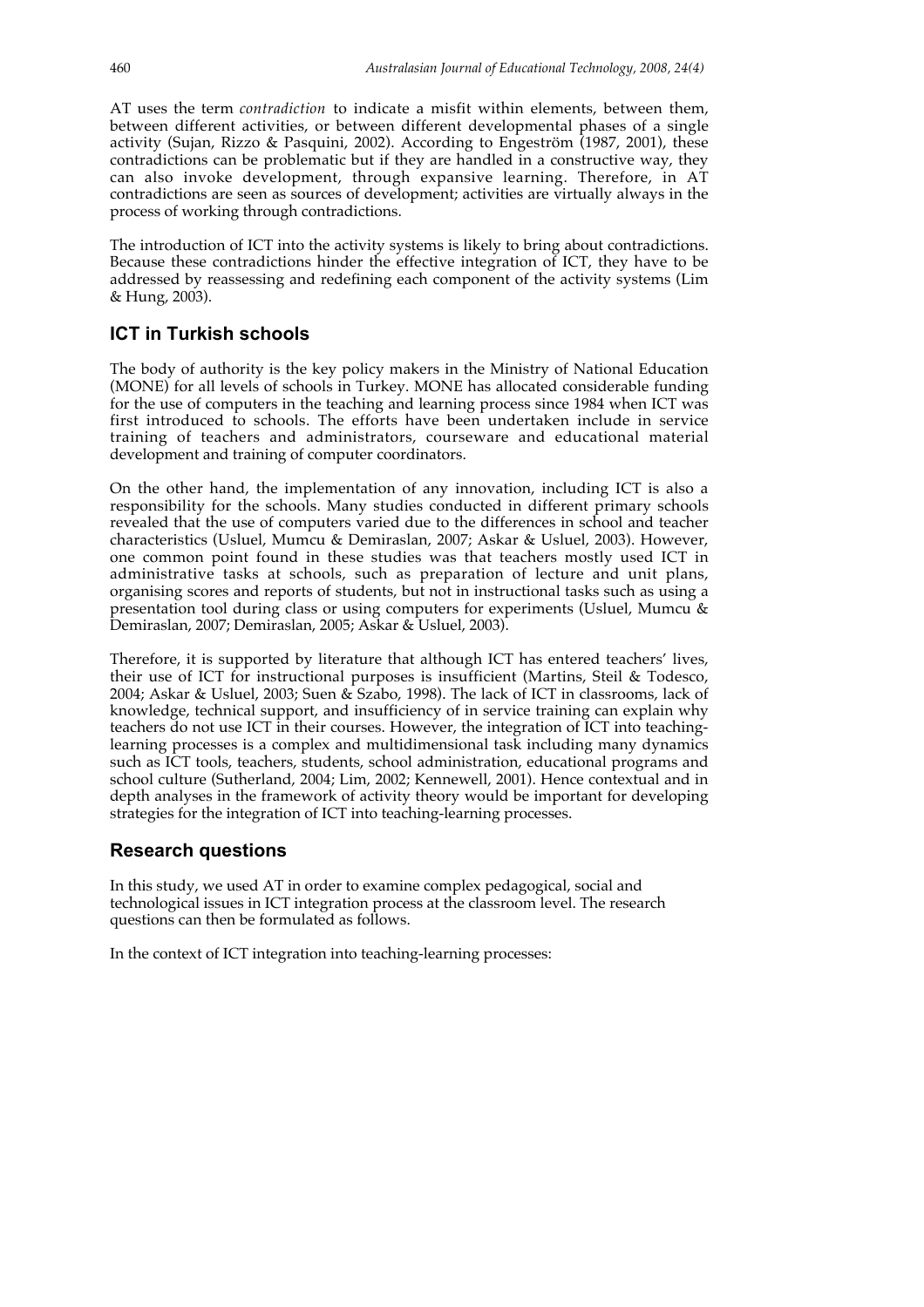AT uses the term *contradiction* to indicate a misfit within elements, between them, between different activities, or between different developmental phases of a single activity (Sujan, Rizzo & Pasquini, 2002). According to Engeström (1987, 2001), these contradictions can be problematic but if they are handled in a constructive way, they can also invoke development, through expansive learning. Therefore, in AT contradictions are seen as sources of development; activities are virtually always in the process of working through contradictions.

The introduction of ICT into the activity systems is likely to bring about contradictions. Because these contradictions hinder the effective integration of ICT, they have to be addressed by reassessing and redefining each component of the activity systems (Lim & Hung, 2003).

## ICT in Turkish schools

The body of authority is the key policy makers in the Ministry of National Education (MONE) for all levels of schools in Turkey. MONE has allocated considerable funding for the use of computers in the teaching and learning process since 1984 when ICT was first introduced to schools. The efforts have been undertaken include in service training of teachers and administrators, courseware and educational material development and training of computer coordinators.

On the other hand, the implementation of any innovation, including ICT is also a responsibility for the schools. Many studies conducted in different primary schools revealed that the use of computers varied due to the differences in school and teacher characteristics (Usluel, Mumcu & Demiraslan, 2007; Askar & Usluel, 2003). However, one common point found in these studies was that teachers mostly used ICT in administrative tasks at schools, such as preparation of lecture and unit plans, organising scores and reports of students, but not in instructional tasks such as using a presentation tool during class or using computers for experiments (Usluel, Mumcu & Demiraslan, 2007; Demiraslan, 2005; Askar & Usluel, 2003).

Therefore, it is supported by literature that although ICT has entered teachers' lives, their use of ICT for instructional purposes is insufficient (Martins, Steil & Todesco, 2004; Askar & Usluel, 2003; Suen & Szabo, 1998). The lack of ICT in classrooms, lack of knowledge, technical support, and insufficiency of in service training can explain why teachers do not use ICT in their courses. However, the integration of ICT into teaching-learning processes is a complex and multidimensional task including many dynamics such as ICT tools, teachers, students, school administration, educational programs and school culture (Sutherland, 2004; Lim, 2002; Kennewell, 2001). Hence contextual and in depth analyses in the framework of activity theory would be important for developing strategies for the integration of ICT into teaching-learning processes.

## Research questions

In this study, we used AT in order to examine complex pedagogical, social and technological issues in ICT integration process at the classroom level. The research questions can then be formulated as follows.

In the context of ICT integration into teaching-learning processes: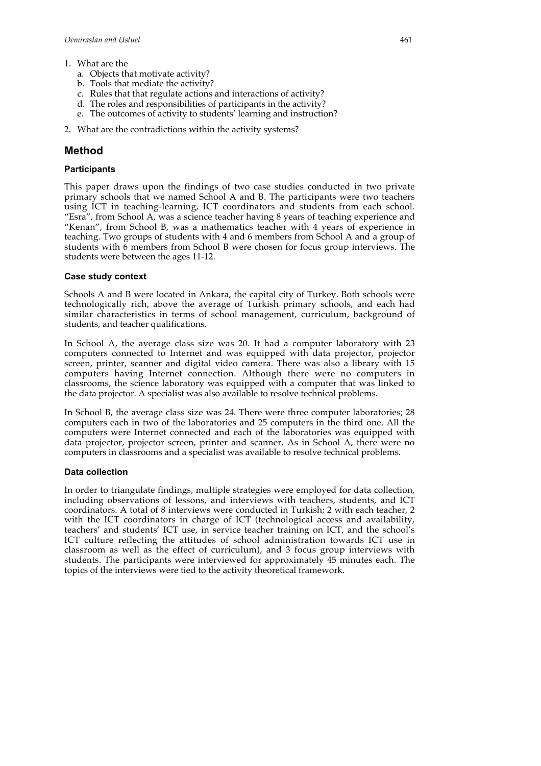1. What are the
   a. Objects that motivate activity?
   b. Tools that mediate the activity?
   c. Rules that that regulate actions and interactions of activity?
   d. The roles and responsibilities of participants in the activity?
   e. The outcomes of activity to students' learning and instruction?
2. What are the contradictions within the activity systems?

## Method

### Participants

This paper draws upon the findings of two case studies conducted in two private primary schools that we named School A and B. The participants were two teachers using ICT in teaching-learning, ICT coordinators and students from each school. "Esra", from School A, was a science teacher having 8 years of teaching experience and "Kenan", from School B, was a mathematics teacher with 4 years of experience in teaching. Two groups of students with 4 and 6 members from School A and a group of students with 6 members from School B were chosen for focus group interviews. The students were between the ages 11-12.

### Case study context

Schools A and B were located in Ankara, the capital city of Turkey. Both schools were technologically rich, above the average of Turkish primary schools, and each had similar characteristics in terms of school management, curriculum, background of students, and teacher qualifications.

In School A, the average class size was 20. It had a computer laboratory with 23 computers connected to Internet and was equipped with data projector, projector screen, printer, scanner and digital video camera. There was also a library with 15 computers having Internet connection. Although there were no computers in classrooms, the science laboratory was equipped with a computer that was linked to the data projector. A specialist was also available to resolve technical problems.

In School B, the average class size was 24. There were three computer laboratories; 28 computers each in two of the laboratories and 25 computers in the third one. All the computers were Internet connected and each of the laboratories was equipped with data projector, projector screen, printer and scanner. As in School A, there were no computers in classrooms and a specialist was available to resolve technical problems.

### Data collection

In order to triangulate findings, multiple strategies were employed for data collection, including observations of lessons, and interviews with teachers, students, and ICT coordinators. A total of 8 interviews were conducted in Turkish; 2 with each teacher, 2 with the ICT coordinators in charge of ICT (technological access and availability, teachers' and students' ICT use, in service teacher training on ICT, and the school's ICT culture reflecting the attitudes of school administration towards ICT use in classroom as well as the effect of curriculum), and 3 focus group interviews with students. The participants were interviewed for approximately 45 minutes each. The topics of the interviews were tied to the activity theoretical framework.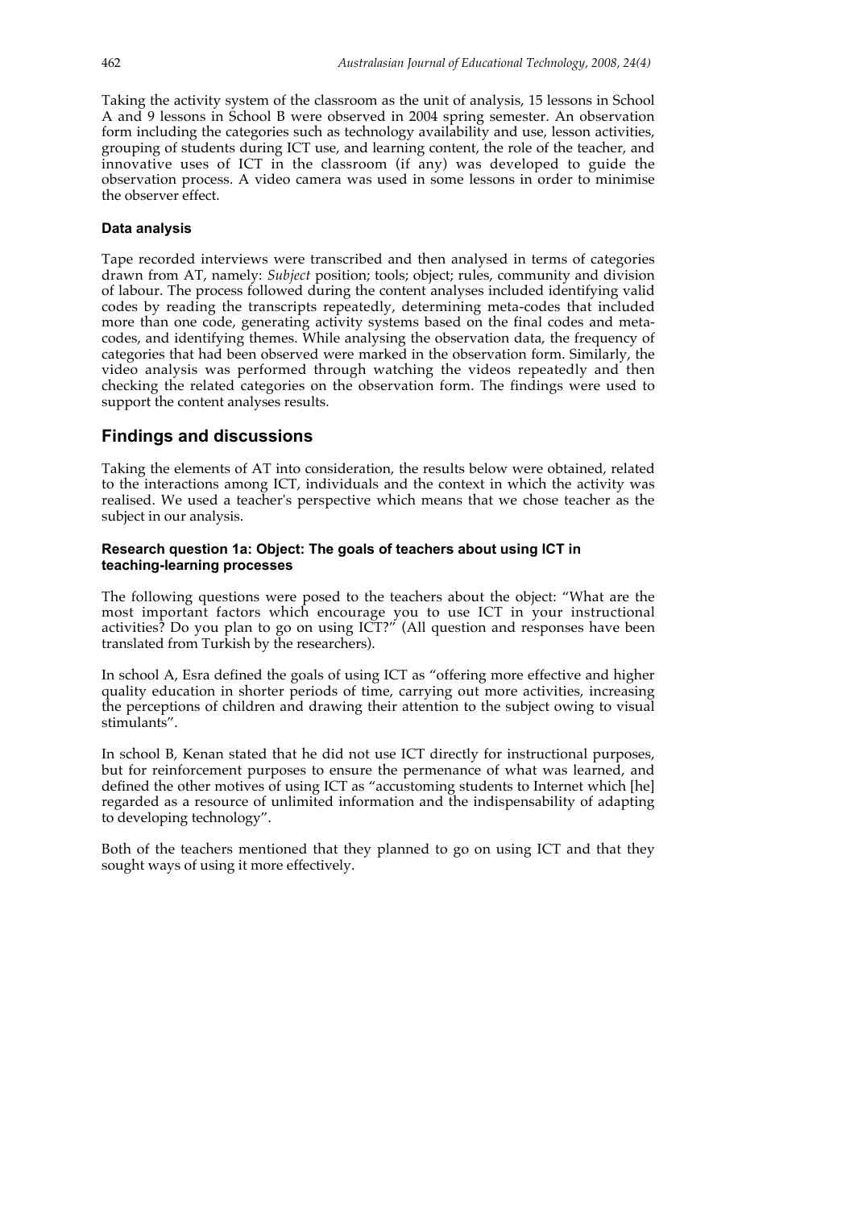Taking the activity system of the classroom as the unit of analysis, 15 lessons in School A and 9 lessons in School B were observed in 2004 spring semester. An observation form including the categories such as technology availability and use, lesson activities, grouping of students during ICT use, and learning content, the role of the teacher, and innovative uses of ICT in the classroom (if any) was developed to guide the observation process. A video camera was used in some lessons in order to minimise the observer effect.

### Data analysis

Tape recorded interviews were transcribed and then analysed in terms of categories drawn from AT, namely: *Subject* position; tools; object; rules, community and division of labour. The process followed during the content analyses included identifying valid codes by reading the transcripts repeatedly, determining meta-codes that included more than one code, generating activity systems based on the final codes and meta-codes, and identifying themes. While analysing the observation data, the frequency of categories that had been observed were marked in the observation form. Similarly, the video analysis was performed through watching the videos repeatedly and then checking the related categories on the observation form. The findings were used to support the content analyses results.

## Findings and discussions

Taking the elements of AT into consideration, the results below were obtained, related to the interactions among ICT, individuals and the context in which the activity was realised. We used a teacher's perspective which means that we chose teacher as the subject in our analysis.

### Research question 1a: Object: The goals of teachers about using ICT in teaching-learning processes

The following questions were posed to the teachers about the object: "What are the most important factors which encourage you to use ICT in your instructional activities? Do you plan to go on using ICT?" (All question and responses have been translated from Turkish by the researchers).

In school A, Esra defined the goals of using ICT as "offering more effective and higher quality education in shorter periods of time, carrying out more activities, increasing the perceptions of children and drawing their attention to the subject owing to visual stimulants".

In school B, Kenan stated that he did not use ICT directly for instructional purposes, but for reinforcement purposes to ensure the permenance of what was learned, and defined the other motives of using ICT as "accustoming students to Internet which [he] regarded as a resource of unlimited information and the indispensability of adapting to developing technology".

Both of the teachers mentioned that they planned to go on using ICT and that they sought ways of using it more effectively.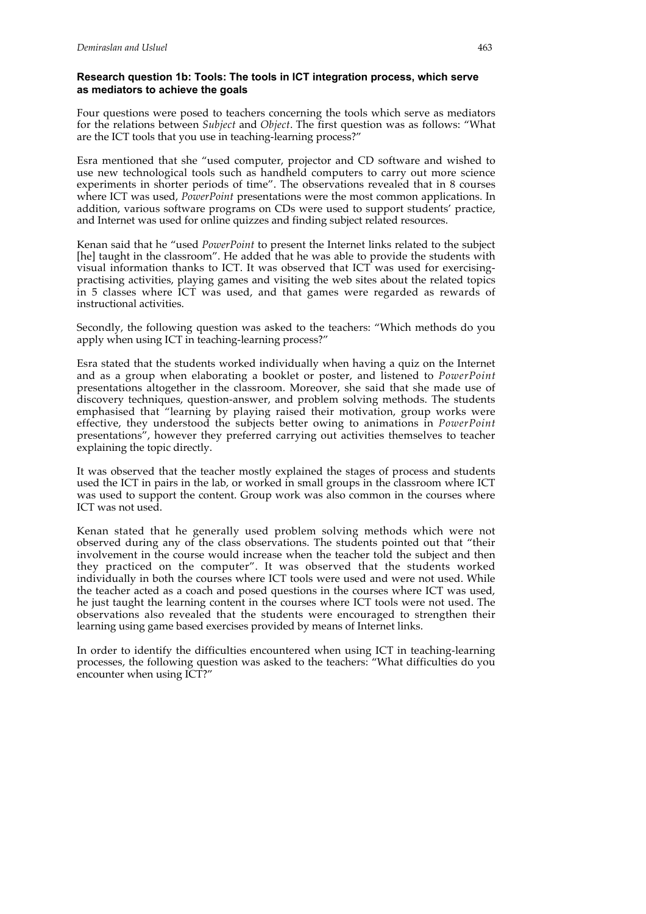### Research question 1b: Tools: The tools in ICT integration process, which serve as mediators to achieve the goals

Four questions were posed to teachers concerning the tools which serve as mediators for the relations between *Subject* and *Object*. The first question was as follows: "What are the ICT tools that you use in teaching-learning process?"

Esra mentioned that she "used computer, projector and CD software and wished to use new technological tools such as handheld computers to carry out more science experiments in shorter periods of time". The observations revealed that in 8 courses where ICT was used, *PowerPoint* presentations were the most common applications. In addition, various software programs on CDs were used to support students' practice, and Internet was used for online quizzes and finding subject related resources.

Kenan said that he "used *PowerPoint* to present the Internet links related to the subject [he] taught in the classroom". He added that he was able to provide the students with visual information thanks to ICT. It was observed that ICT was used for exercising-practising activities, playing games and visiting the web sites about the related topics in 5 classes where ICT was used, and that games were regarded as rewards of instructional activities.

Secondly, the following question was asked to the teachers: "Which methods do you apply when using ICT in teaching-learning process?"

Esra stated that the students worked individually when having a quiz on the Internet and as a group when elaborating a booklet or poster, and listened to *PowerPoint* presentations altogether in the classroom. Moreover, she said that she made use of discovery techniques, question-answer, and problem solving methods. The students emphasised that "learning by playing raised their motivation, group works were effective, they understood the subjects better owing to animations in *PowerPoint* presentations", however they preferred carrying out activities themselves to teacher explaining the topic directly.

It was observed that the teacher mostly explained the stages of process and students used the ICT in pairs in the lab, or worked in small groups in the classroom where ICT was used to support the content. Group work was also common in the courses where ICT was not used.

Kenan stated that he generally used problem solving methods which were not observed during any of the class observations. The students pointed out that "their involvement in the course would increase when the teacher told the subject and then they practiced on the computer". It was observed that the students worked individually in both the courses where ICT tools were used and were not used. While the teacher acted as a coach and posed questions in the courses where ICT was used, he just taught the learning content in the courses where ICT tools were not used. The observations also revealed that the students were encouraged to strengthen their learning using game based exercises provided by means of Internet links.

In order to identify the difficulties encountered when using ICT in teaching-learning processes, the following question was asked to the teachers: "What difficulties do you encounter when using ICT?"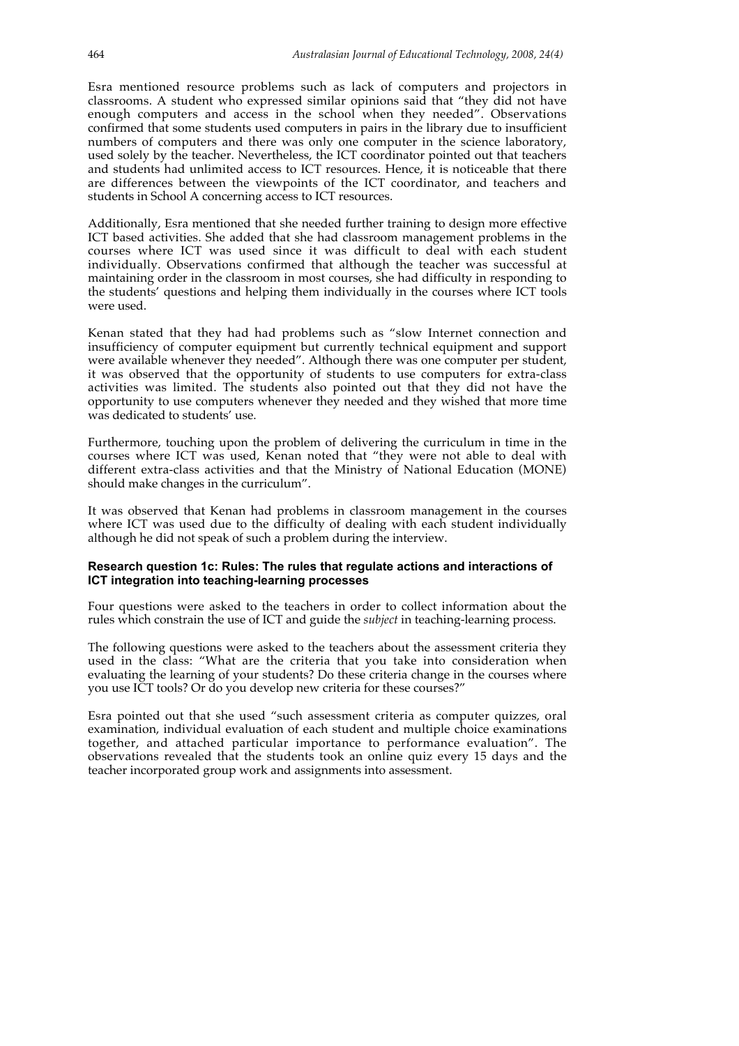Esra mentioned resource problems such as lack of computers and projectors in classrooms. A student who expressed similar opinions said that "they did not have enough computers and access in the school when they needed". Observations confirmed that some students used computers in pairs in the library due to insufficient numbers of computers and there was only one computer in the science laboratory, used solely by the teacher. Nevertheless, the ICT coordinator pointed out that teachers and students had unlimited access to ICT resources. Hence, it is noticeable that there are differences between the viewpoints of the ICT coordinator, and teachers and students in School A concerning access to ICT resources.

Additionally, Esra mentioned that she needed further training to design more effective ICT based activities. She added that she had classroom management problems in the courses where ICT was used since it was difficult to deal with each student individually. Observations confirmed that although the teacher was successful at maintaining order in the classroom in most courses, she had difficulty in responding to the students' questions and helping them individually in the courses where ICT tools were used.

Kenan stated that they had had problems such as "slow Internet connection and insufficiency of computer equipment but currently technical equipment and support were available whenever they needed". Although there was one computer per student, it was observed that the opportunity of students to use computers for extra-class activities was limited. The students also pointed out that they did not have the opportunity to use computers whenever they needed and they wished that more time was dedicated to students' use.

Furthermore, touching upon the problem of delivering the curriculum in time in the courses where ICT was used, Kenan noted that "they were not able to deal with different extra-class activities and that the Ministry of National Education (MONE) should make changes in the curriculum".

It was observed that Kenan had problems in classroom management in the courses where ICT was used due to the difficulty of dealing with each student individually although he did not speak of such a problem during the interview.

### Research question 1c: Rules: The rules that regulate actions and interactions of ICT integration into teaching-learning processes

Four questions were asked to the teachers in order to collect information about the rules which constrain the use of ICT and guide the *subject* in teaching-learning process.

The following questions were asked to the teachers about the assessment criteria they used in the class: "What are the criteria that you take into consideration when evaluating the learning of your students? Do these criteria change in the courses where you use ICT tools? Or do you develop new criteria for these courses?"

Esra pointed out that she used "such assessment criteria as computer quizzes, oral examination, individual evaluation of each student and multiple choice examinations together, and attached particular importance to performance evaluation". The observations revealed that the students took an online quiz every 15 days and the teacher incorporated group work and assignments into assessment.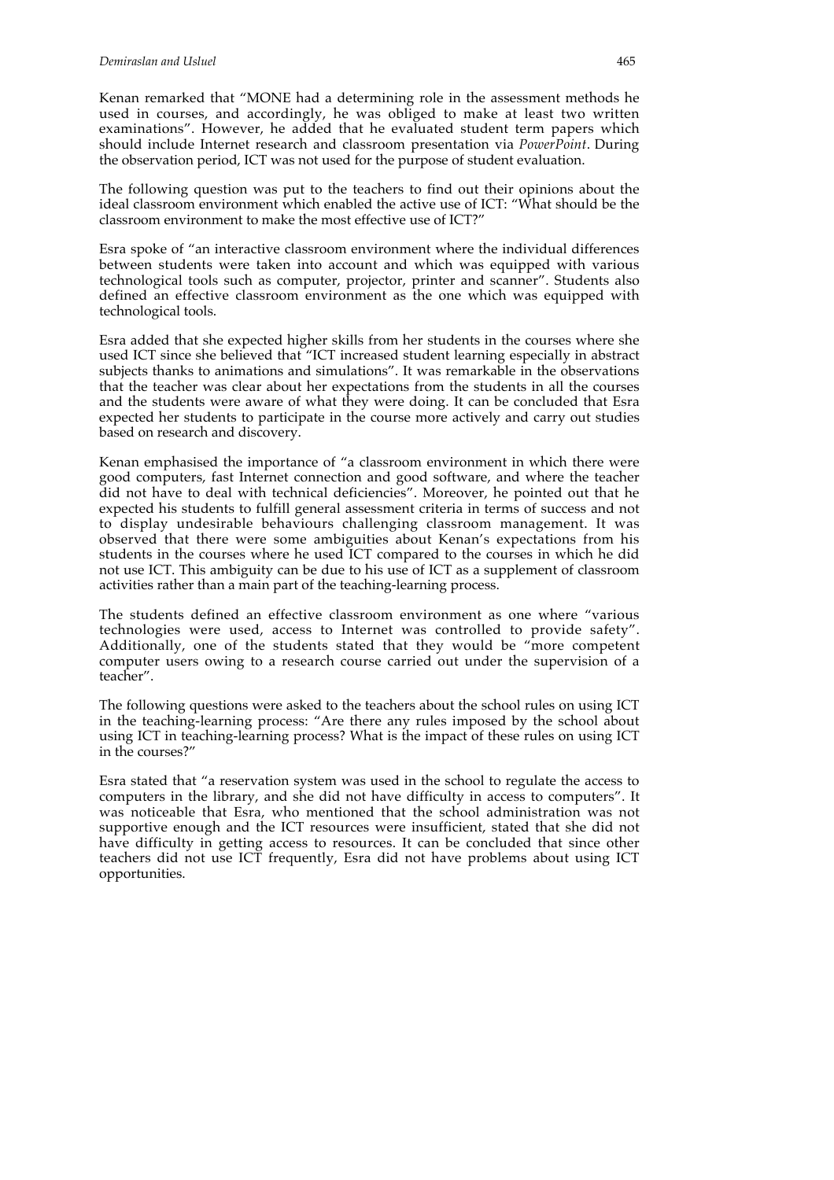Kenan remarked that "MONE had a determining role in the assessment methods he used in courses, and accordingly, he was obliged to make at least two written examinations". However, he added that he evaluated student term papers which should include Internet research and classroom presentation via *PowerPoint*. During the observation period, ICT was not used for the purpose of student evaluation.

The following question was put to the teachers to find out their opinions about the ideal classroom environment which enabled the active use of ICT: "What should be the classroom environment to make the most effective use of ICT?"

Esra spoke of "an interactive classroom environment where the individual differences between students were taken into account and which was equipped with various technological tools such as computer, projector, printer and scanner". Students also defined an effective classroom environment as the one which was equipped with technological tools.

Esra added that she expected higher skills from her students in the courses where she used ICT since she believed that "ICT increased student learning especially in abstract subjects thanks to animations and simulations". It was remarkable in the observations that the teacher was clear about her expectations from the students in all the courses and the students were aware of what they were doing. It can be concluded that Esra expected her students to participate in the course more actively and carry out studies based on research and discovery.

Kenan emphasised the importance of "a classroom environment in which there were good computers, fast Internet connection and good software, and where the teacher did not have to deal with technical deficiencies". Moreover, he pointed out that he expected his students to fulfill general assessment criteria in terms of success and not to display undesirable behaviours challenging classroom management. It was observed that there were some ambiguities about Kenan's expectations from his students in the courses where he used ICT compared to the courses in which he did not use ICT. This ambiguity can be due to his use of ICT as a supplement of classroom activities rather than a main part of the teaching-learning process.

The students defined an effective classroom environment as one where "various technologies were used, access to Internet was controlled to provide safety". Additionally, one of the students stated that they would be "more competent computer users owing to a research course carried out under the supervision of a teacher".

The following questions were asked to the teachers about the school rules on using ICT in the teaching-learning process: "Are there any rules imposed by the school about using ICT in teaching-learning process? What is the impact of these rules on using ICT in the courses?"

Esra stated that "a reservation system was used in the school to regulate the access to computers in the library, and she did not have difficulty in access to computers". It was noticeable that Esra, who mentioned that the school administration was not supportive enough and the ICT resources were insufficient, stated that she did not have difficulty in getting access to resources. It can be concluded that since other teachers did not use ICT frequently, Esra did not have problems about using ICT opportunities.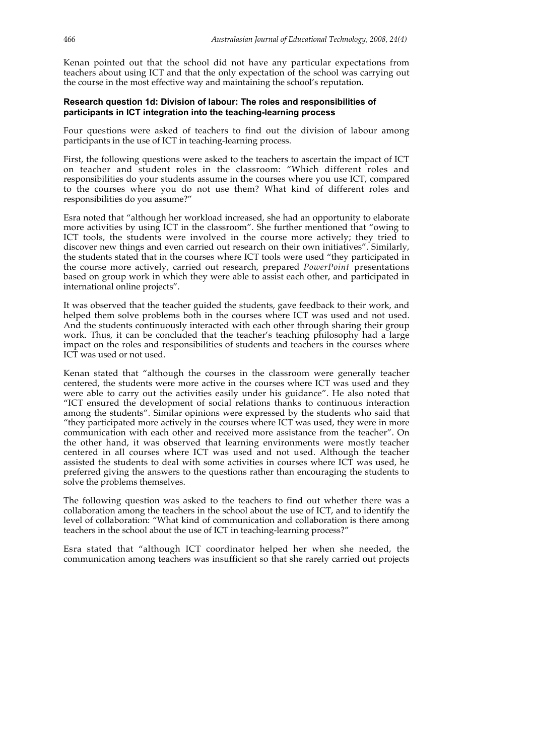Kenan pointed out that the school did not have any particular expectations from teachers about using ICT and that the only expectation of the school was carrying out the course in the most effective way and maintaining the school's reputation.

### Research question 1d: Division of labour: The roles and responsibilities of participants in ICT integration into the teaching-learning process

Four questions were asked of teachers to find out the division of labour among participants in the use of ICT in teaching-learning process.

First, the following questions were asked to the teachers to ascertain the impact of ICT on teacher and student roles in the classroom: "Which different roles and responsibilities do your students assume in the courses where you use ICT, compared to the courses where you do not use them? What kind of different roles and responsibilities do you assume?"

Esra noted that "although her workload increased, she had an opportunity to elaborate more activities by using ICT in the classroom". She further mentioned that "owing to ICT tools, the students were involved in the course more actively; they tried to discover new things and even carried out research on their own initiatives". Similarly, the students stated that in the courses where ICT tools were used "they participated in the course more actively, carried out research, prepared *PowerPoint* presentations based on group work in which they were able to assist each other, and participated in international online projects".

It was observed that the teacher guided the students, gave feedback to their work, and helped them solve problems both in the courses where ICT was used and not used. And the students continuously interacted with each other through sharing their group work. Thus, it can be concluded that the teacher's teaching philosophy had a large impact on the roles and responsibilities of students and teachers in the courses where ICT was used or not used.

Kenan stated that "although the courses in the classroom were generally teacher centered, the students were more active in the courses where ICT was used and they were able to carry out the activities easily under his guidance". He also noted that "ICT ensured the development of social relations thanks to continuous interaction among the students". Similar opinions were expressed by the students who said that "they participated more actively in the courses where ICT was used, they were in more communication with each other and received more assistance from the teacher". On the other hand, it was observed that learning environments were mostly teacher centered in all courses where ICT was used and not used. Although the teacher assisted the students to deal with some activities in courses where ICT was used, he preferred giving the answers to the questions rather than encouraging the students to solve the problems themselves.

The following question was asked to the teachers to find out whether there was a collaboration among the teachers in the school about the use of ICT, and to identify the level of collaboration: "What kind of communication and collaboration is there among teachers in the school about the use of ICT in teaching-learning process?"

Esra stated that "although ICT coordinator helped her when she needed, the communication among teachers was insufficient so that she rarely carried out projects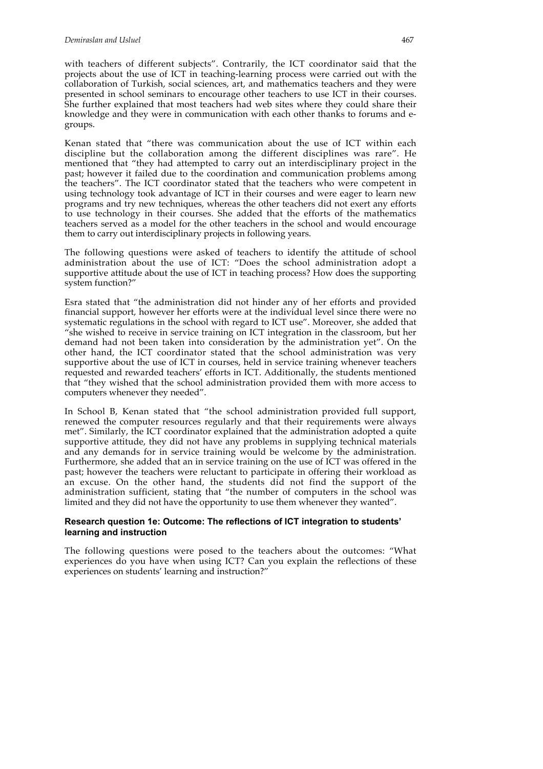with teachers of different subjects". Contrarily, the ICT coordinator said that the projects about the use of ICT in teaching-learning process were carried out with the collaboration of Turkish, social sciences, art, and mathematics teachers and they were presented in school seminars to encourage other teachers to use ICT in their courses. She further explained that most teachers had web sites where they could share their knowledge and they were in communication with each other thanks to forums and e-groups.

Kenan stated that "there was communication about the use of ICT within each discipline but the collaboration among the different disciplines was rare". He mentioned that "they had attempted to carry out an interdisciplinary project in the past; however it failed due to the coordination and communication problems among the teachers". The ICT coordinator stated that the teachers who were competent in using technology took advantage of ICT in their courses and were eager to learn new programs and try new techniques, whereas the other teachers did not exert any efforts to use technology in their courses. She added that the efforts of the mathematics teachers served as a model for the other teachers in the school and would encourage them to carry out interdisciplinary projects in following years.

The following questions were asked of teachers to identify the attitude of school administration about the use of ICT: "Does the school administration adopt a supportive attitude about the use of ICT in teaching process? How does the supporting system function?"

Esra stated that "the administration did not hinder any of her efforts and provided financial support, however her efforts were at the individual level since there were no systematic regulations in the school with regard to ICT use". Moreover, she added that "she wished to receive in service training on ICT integration in the classroom, but her demand had not been taken into consideration by the administration yet". On the other hand, the ICT coordinator stated that the school administration was very supportive about the use of ICT in courses, held in service training whenever teachers requested and rewarded teachers' efforts in ICT. Additionally, the students mentioned that "they wished that the school administration provided them with more access to computers whenever they needed".

In School B, Kenan stated that "the school administration provided full support, renewed the computer resources regularly and that their requirements were always met". Similarly, the ICT coordinator explained that the administration adopted a quite supportive attitude, they did not have any problems in supplying technical materials and any demands for in service training would be welcome by the administration. Furthermore, she added that an in service training on the use of ICT was offered in the past; however the teachers were reluctant to participate in offering their workload as an excuse. On the other hand, the students did not find the support of the administration sufficient, stating that "the number of computers in the school was limited and they did not have the opportunity to use them whenever they wanted".

#### Research question 1e: Outcome: The reflections of ICT integration to students' learning and instruction

The following questions were posed to the teachers about the outcomes: "What experiences do you have when using ICT? Can you explain the reflections of these experiences on students' learning and instruction?"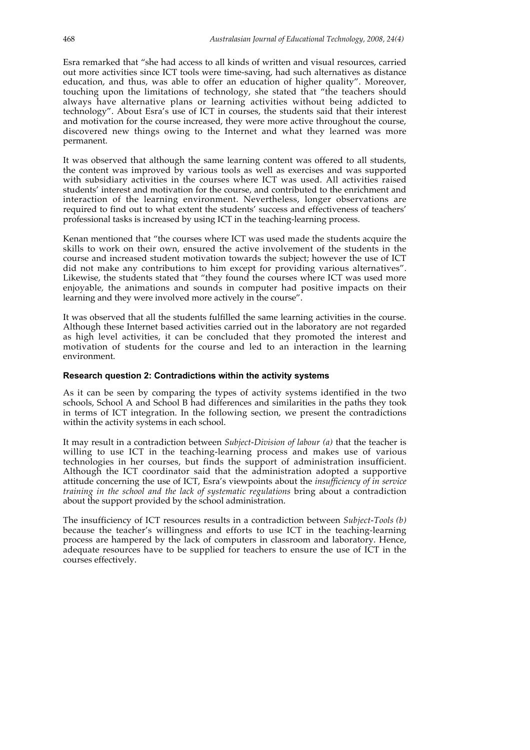Esra remarked that "she had access to all kinds of written and visual resources, carried out more activities since ICT tools were time-saving, had such alternatives as distance education, and thus, was able to offer an education of higher quality". Moreover, touching upon the limitations of technology, she stated that "the teachers should always have alternative plans or learning activities without being addicted to technology". About Esra's use of ICT in courses, the students said that their interest and motivation for the course increased, they were more active throughout the course, discovered new things owing to the Internet and what they learned was more permanent.

It was observed that although the same learning content was offered to all students, the content was improved by various tools as well as exercises and was supported with subsidiary activities in the courses where ICT was used. All activities raised students' interest and motivation for the course, and contributed to the enrichment and interaction of the learning environment. Nevertheless, longer observations are required to find out to what extent the students' success and effectiveness of teachers' professional tasks is increased by using ICT in the teaching-learning process.

Kenan mentioned that "the courses where ICT was used made the students acquire the skills to work on their own, ensured the active involvement of the students in the course and increased student motivation towards the subject; however the use of ICT did not make any contributions to him except for providing various alternatives". Likewise, the students stated that "they found the courses where ICT was used more enjoyable, the animations and sounds in computer had positive impacts on their learning and they were involved more actively in the course".

It was observed that all the students fulfilled the same learning activities in the course. Although these Internet based activities carried out in the laboratory are not regarded as high level activities, it can be concluded that they promoted the interest and motivation of students for the course and led to an interaction in the learning environment.

### Research question 2: Contradictions within the activity systems

As it can be seen by comparing the types of activity systems identified in the two schools, School A and School B had differences and similarities in the paths they took in terms of ICT integration. In the following section, we present the contradictions within the activity systems in each school.

It may result in a contradiction between *Subject-Division of labour (a)* that the teacher is willing to use ICT in the teaching-learning process and makes use of various technologies in her courses, but finds the support of administration insufficient. Although the ICT coordinator said that the administration adopted a supportive attitude concerning the use of ICT, Esra's viewpoints about the *insufficiency of in service training in the school and the lack of systematic regulations* bring about a contradiction about the support provided by the school administration.

The insufficiency of ICT resources results in a contradiction between *Subject-Tools (b)* because the teacher's willingness and efforts to use ICT in the teaching-learning process are hampered by the lack of computers in classroom and laboratory. Hence, adequate resources have to be supplied for teachers to ensure the use of ICT in the courses effectively.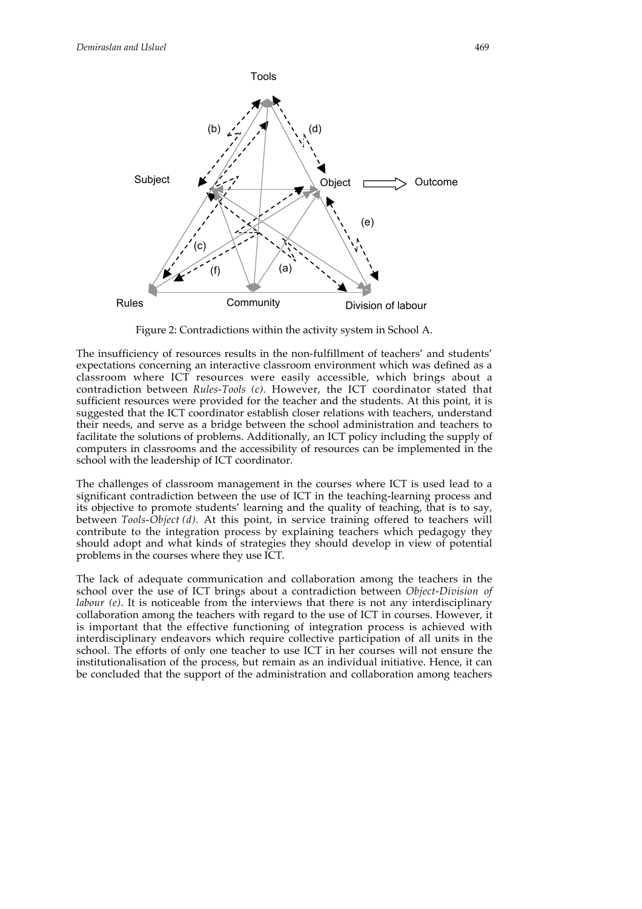Figure 2: Contradictions within the activity system in School A.

The insufficiency of resources results in the non-fulfillment of teachers' and students' expectations concerning an interactive classroom environment which was defined as a classroom where ICT resources were easily accessible, which brings about a contradiction between *Rules-Tools (c).* However, the ICT coordinator stated that sufficient resources were provided for the teacher and the students. At this point, it is suggested that the ICT coordinator establish closer relations with teachers, understand their needs, and serve as a bridge between the school administration and teachers to facilitate the solutions of problems. Additionally, an ICT policy including the supply of computers in classrooms and the accessibility of resources can be implemented in the school with the leadership of ICT coordinator.

The challenges of classroom management in the courses where ICT is used lead to a significant contradiction between the use of ICT in the teaching-learning process and its objective to promote students' learning and the quality of teaching, that is to say, between *Tools-Object (d).* At this point, in service training offered to teachers will contribute to the integration process by explaining teachers which pedagogy they should adopt and what kinds of strategies they should develop in view of potential problems in the courses where they use ICT.

The lack of adequate communication and collaboration among the teachers in the school over the use of ICT brings about a contradiction between *Object-Division of labour (e)*. It is noticeable from the interviews that there is not any interdisciplinary collaboration among the teachers with regard to the use of ICT in courses. However, it is important that the effective functioning of integration process is achieved with interdisciplinary endeavors which require collective participation of all units in the school. The efforts of only one teacher to use ICT in her courses will not ensure the institutionalisation of the process, but remain as an individual initiative. Hence, it can be concluded that the support of the administration and collaboration among teachers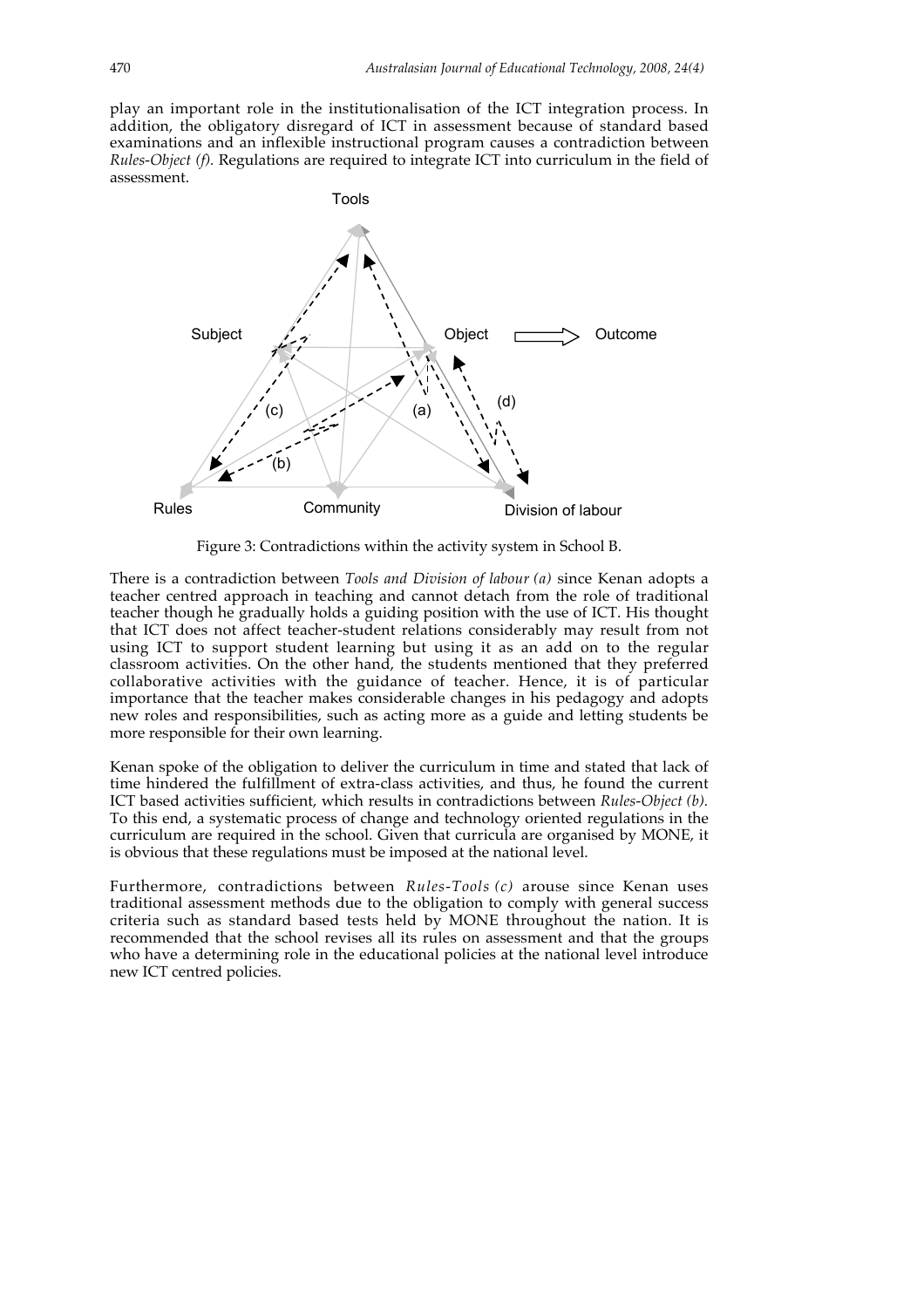play an important role in the institutionalisation of the ICT integration process. In addition, the obligatory disregard of ICT in assessment because of standard based examinations and an inflexible instructional program causes a contradiction between *Rules-Object (f)*. Regulations are required to integrate ICT into curriculum in the field of assessment.

Figure 3: Contradictions within the activity system in School B.

There is a contradiction between *Tools and Division of labour (a)* since Kenan adopts a teacher centred approach in teaching and cannot detach from the role of traditional teacher though he gradually holds a guiding position with the use of ICT. His thought that ICT does not affect teacher-student relations considerably may result from not using ICT to support student learning but using it as an add on to the regular classroom activities. On the other hand, the students mentioned that they preferred collaborative activities with the guidance of teacher. Hence, it is of particular importance that the teacher makes considerable changes in his pedagogy and adopts new roles and responsibilities, such as acting more as a guide and letting students be more responsible for their own learning.

Kenan spoke of the obligation to deliver the curriculum in time and stated that lack of time hindered the fulfillment of extra-class activities, and thus, he found the current ICT based activities sufficient, which results in contradictions between *Rules-Object (b)*. To this end, a systematic process of change and technology oriented regulations in the curriculum are required in the school. Given that curricula are organised by MONE, it is obvious that these regulations must be imposed at the national level.

Furthermore, contradictions between *Rules-Tools (c)* arouse since Kenan uses traditional assessment methods due to the obligation to comply with general success criteria such as standard based tests held by MONE throughout the nation. It is recommended that the school revises all its rules on assessment and that the groups who have a determining role in the educational policies at the national level introduce new ICT centred policies.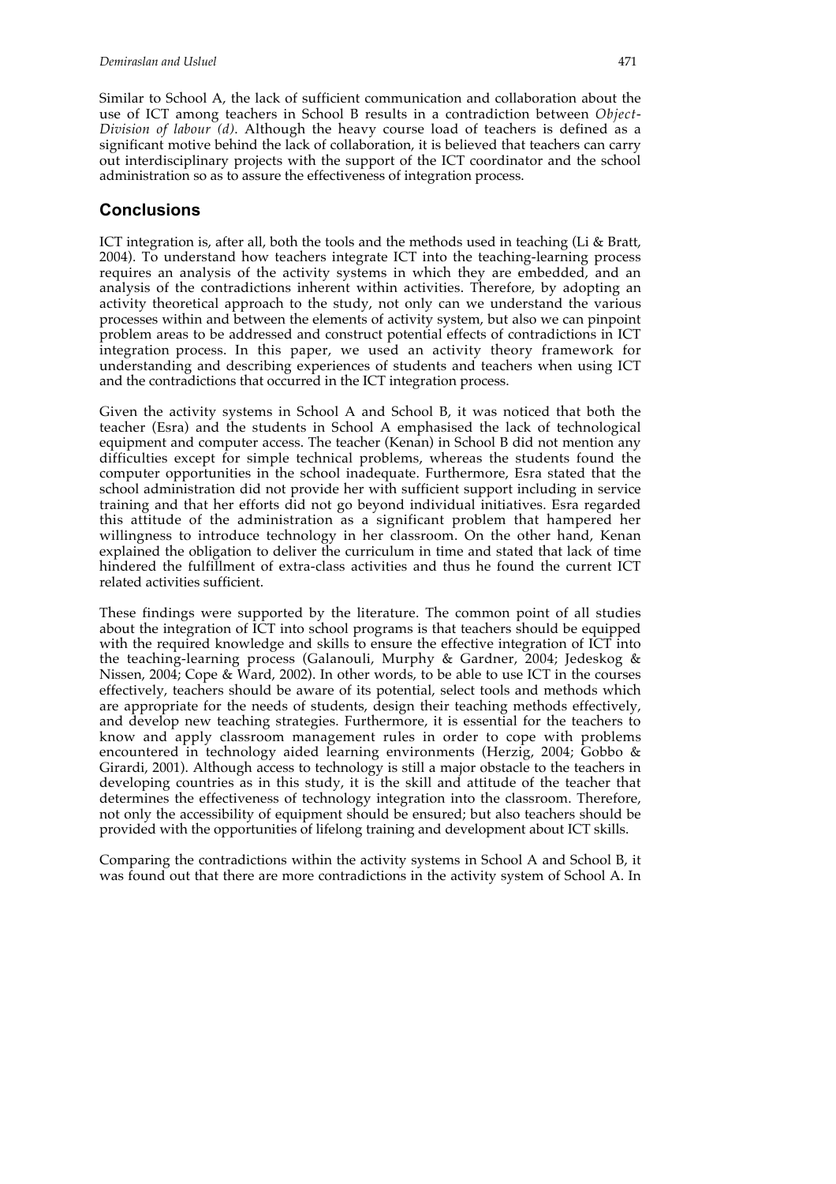Similar to School A, the lack of sufficient communication and collaboration about the use of ICT among teachers in School B results in a contradiction between *Object-Division of labour (d)*. Although the heavy course load of teachers is defined as a significant motive behind the lack of collaboration, it is believed that teachers can carry out interdisciplinary projects with the support of the ICT coordinator and the school administration so as to assure the effectiveness of integration process.

## Conclusions

ICT integration is, after all, both the tools and the methods used in teaching (Li & Bratt, 2004). To understand how teachers integrate ICT into the teaching-learning process requires an analysis of the activity systems in which they are embedded, and an analysis of the contradictions inherent within activities. Therefore, by adopting an activity theoretical approach to the study, not only can we understand the various processes within and between the elements of activity system, but also we can pinpoint problem areas to be addressed and construct potential effects of contradictions in ICT integration process. In this paper, we used an activity theory framework for understanding and describing experiences of students and teachers when using ICT and the contradictions that occurred in the ICT integration process.

Given the activity systems in School A and School B, it was noticed that both the teacher (Esra) and the students in School A emphasised the lack of technological equipment and computer access. The teacher (Kenan) in School B did not mention any difficulties except for simple technical problems, whereas the students found the computer opportunities in the school inadequate. Furthermore, Esra stated that the school administration did not provide her with sufficient support including in service training and that her efforts did not go beyond individual initiatives. Esra regarded this attitude of the administration as a significant problem that hampered her willingness to introduce technology in her classroom. On the other hand, Kenan explained the obligation to deliver the curriculum in time and stated that lack of time hindered the fulfillment of extra-class activities and thus he found the current ICT related activities sufficient.

These findings were supported by the literature. The common point of all studies about the integration of ICT into school programs is that teachers should be equipped with the required knowledge and skills to ensure the effective integration of ICT into the teaching-learning process (Galanouli, Murphy & Gardner, 2004; Jedeskog & Nissen, 2004; Cope & Ward, 2002). In other words, to be able to use ICT in the courses effectively, teachers should be aware of its potential, select tools and methods which are appropriate for the needs of students, design their teaching methods effectively, and develop new teaching strategies. Furthermore, it is essential for the teachers to know and apply classroom management rules in order to cope with problems encountered in technology aided learning environments (Herzig, 2004; Gobbo & Girardi, 2001). Although access to technology is still a major obstacle to the teachers in developing countries as in this study, it is the skill and attitude of the teacher that determines the effectiveness of technology integration into the classroom. Therefore, not only the accessibility of equipment should be ensured; but also teachers should be provided with the opportunities of lifelong training and development about ICT skills.

Comparing the contradictions within the activity systems in School A and School B, it was found out that there are more contradictions in the activity system of School A. In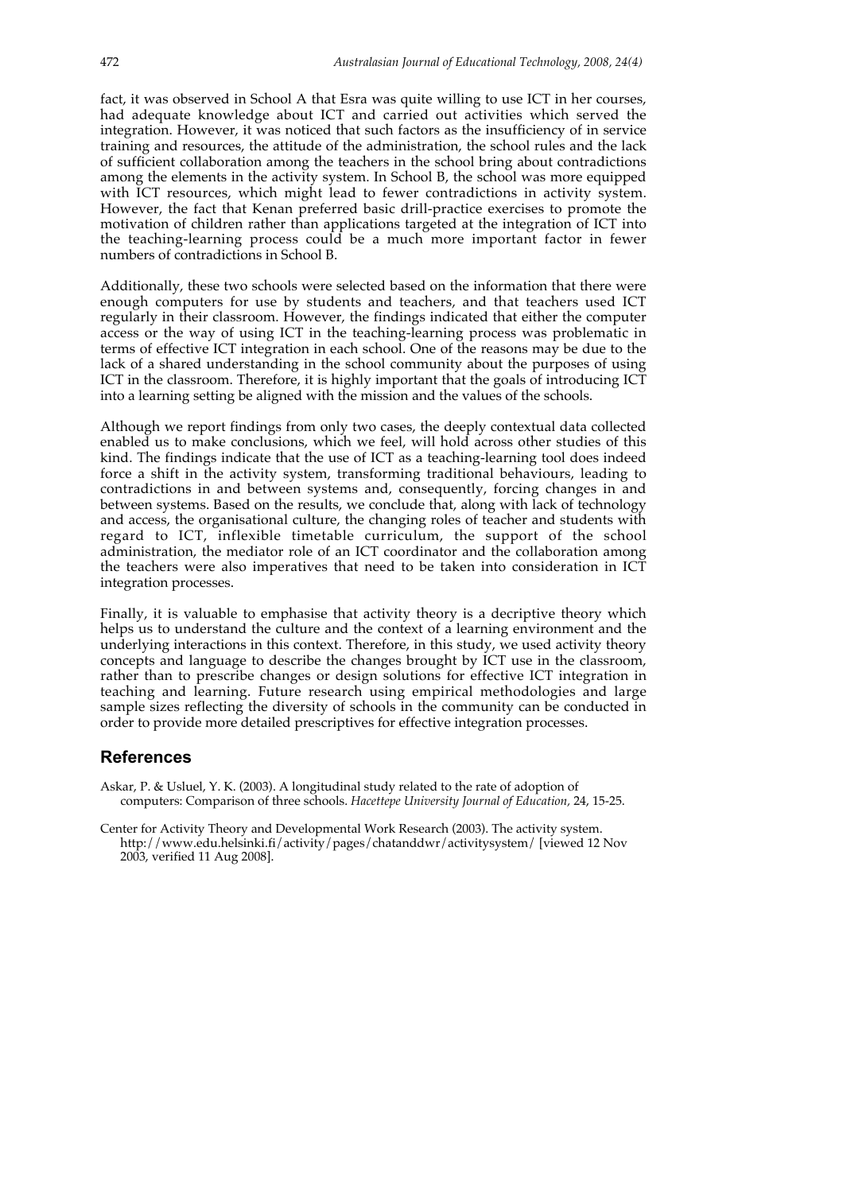fact, it was observed in School A that Esra was quite willing to use ICT in her courses, had adequate knowledge about ICT and carried out activities which served the integration. However, it was noticed that such factors as the insufficiency of in service training and resources, the attitude of the administration, the school rules and the lack of sufficient collaboration among the teachers in the school bring about contradictions among the elements in the activity system. In School B, the school was more equipped with ICT resources, which might lead to fewer contradictions in activity system. However, the fact that Kenan preferred basic drill-practice exercises to promote the motivation of children rather than applications targeted at the integration of ICT into the teaching-learning process could be a much more important factor in fewer numbers of contradictions in School B.

Additionally, these two schools were selected based on the information that there were enough computers for use by students and teachers, and that teachers used ICT regularly in their classroom. However, the findings indicated that either the computer access or the way of using ICT in the teaching-learning process was problematic in terms of effective ICT integration in each school. One of the reasons may be due to the lack of a shared understanding in the school community about the purposes of using ICT in the classroom. Therefore, it is highly important that the goals of introducing ICT into a learning setting be aligned with the mission and the values of the schools.

Although we report findings from only two cases, the deeply contextual data collected enabled us to make conclusions, which we feel, will hold across other studies of this kind. The findings indicate that the use of ICT as a teaching-learning tool does indeed force a shift in the activity system, transforming traditional behaviours, leading to contradictions in and between systems and, consequently, forcing changes in and between systems. Based on the results, we conclude that, along with lack of technology and access, the organisational culture, the changing roles of teacher and students with regard to ICT, inflexible timetable curriculum, the support of the school administration, the mediator role of an ICT coordinator and the collaboration among the teachers were also imperatives that need to be taken into consideration in ICT integration processes.

Finally, it is valuable to emphasise that activity theory is a decriptive theory which helps us to understand the culture and the context of a learning environment and the underlying interactions in this context. Therefore, in this study, we used activity theory concepts and language to describe the changes brought by ICT use in the classroom, rather than to prescribe changes or design solutions for effective ICT integration in teaching and learning. Future research using empirical methodologies and large sample sizes reflecting the diversity of schools in the community can be conducted in order to provide more detailed prescriptives for effective integration processes.

## References

Askar, P. & Usluel, Y. K. (2003). A longitudinal study related to the rate of adoption of computers: Comparison of three schools. *Hacettepe University Journal of Education,* 24, 15-25.

Center for Activity Theory and Developmental Work Research (2003). The activity system. http://www.edu.helsinki.fi/activity/pages/chatanddwr/activitysystem/ [viewed 12 Nov 2003, verified 11 Aug 2008].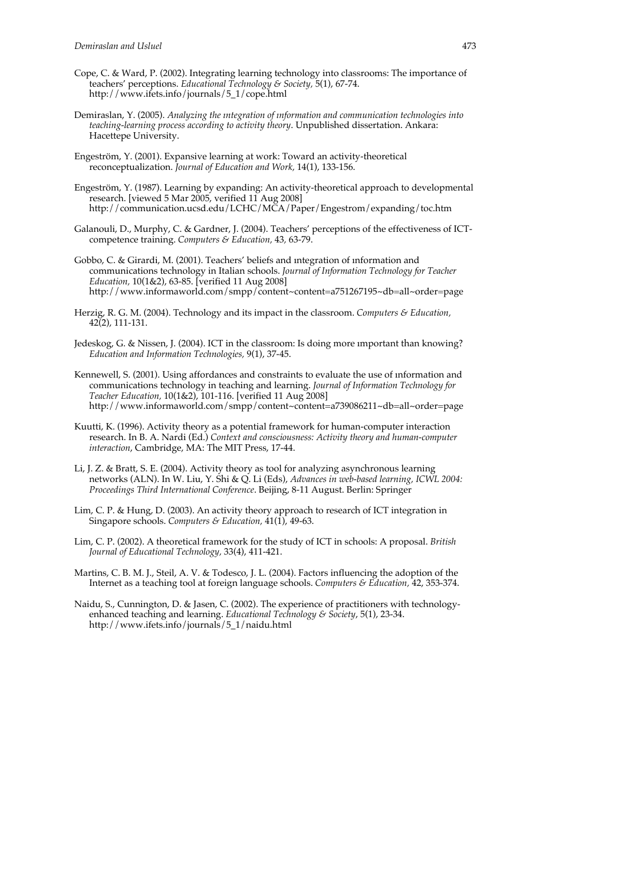Cope, C. & Ward, P. (2002). Integrating learning technology into classrooms: The importance of teachers' perceptions. *Educational Technology & Society,* 5(1), 67-74. http://www.ifets.info/journals/5_1/cope.html

Demiraslan, Y. (2005). *Analyzing the ıntegration of ınformation and communication technologies into teaching-learning process according to activity theory*. Unpublished dissertation. Ankara: Hacettepe University.

Engeström, Y. (2001). Expansive learning at work: Toward an activity-theoretical reconceptualization. *Journal of Education and Work,* 14(1), 133-156.

Engeström, Y. (1987). Learning by expanding: An activity-theoretical approach to developmental research. [viewed 5 Mar 2005, verified 11 Aug 2008] http://communication.ucsd.edu/LCHC/MCA/Paper/Engestrom/expanding/toc.htm

Galanouli, D., Murphy, C. & Gardner, J. (2004). Teachers' perceptions of the effectiveness of ICT-competence training. *Computers & Education,* 43, 63-79.

Gobbo, C. & Girardi, M. (2001). Teachers' beliefs and ıntegration of ınformation and communications technology in Italian schools. *Journal of Information Technology for Teacher Education,* 10(1&2), 63-85. [verified 11 Aug 2008] http://www.informaworld.com/smpp/content~content=a751267195~db=all~order=page

Herzig, R. G. M. (2004). Technology and its impact in the classroom. *Computers & Education,* 42(2), 111-131.

Jedeskog, G. & Nissen, J. (2004). ICT in the classroom: Is doing more ımportant than knowing? *Education and Information Technologies,* 9(1), 37-45.

Kennewell, S. (2001). Using affordances and constraints to evaluate the use of ınformation and communications technology in teaching and learning. *Journal of Information Technology for Teacher Education,* 10(1&2), 101-116. [verified 11 Aug 2008] http://www.informaworld.com/smpp/content~content=a739086211~db=all~order=page

Kuutti, K. (1996). Activity theory as a potential framework for human-computer interaction research. In B. A. Nardi (Ed.) *Context and consciousness: Activity theory and human-computer interaction*, Cambridge, MA: The MIT Press, 17-44.

Li, J. Z. & Bratt, S. E. (2004). Activity theory as tool for analyzing asynchronous learning networks (ALN). In W. Liu, Y. Shi & Q. Li (Eds), *Advances in web-based learning, ICWL 2004: Proceedings Third International Conference*. Beijing, 8-11 August. Berlin: Springer

Lim, C. P. & Hung, D. (2003). An activity theory approach to research of ICT integration in Singapore schools. *Computers & Education,* 41(1), 49-63.

Lim, C. P. (2002). A theoretical framework for the study of ICT in schools: A proposal. *British Journal of Educational Technology,* 33(4), 411-421.

Martins, C. B. M. J., Steil, A. V. & Todesco, J. L. (2004). Factors influencing the adoption of the Internet as a teaching tool at foreign language schools. *Computers & Education,* 42, 353-374.

Naidu, S., Cunnington, D. & Jasen, C. (2002). The experience of practitioners with technology-enhanced teaching and learning. *Educational Technology & Society*, 5(1), 23-34. http://www.ifets.info/journals/5_1/naidu.html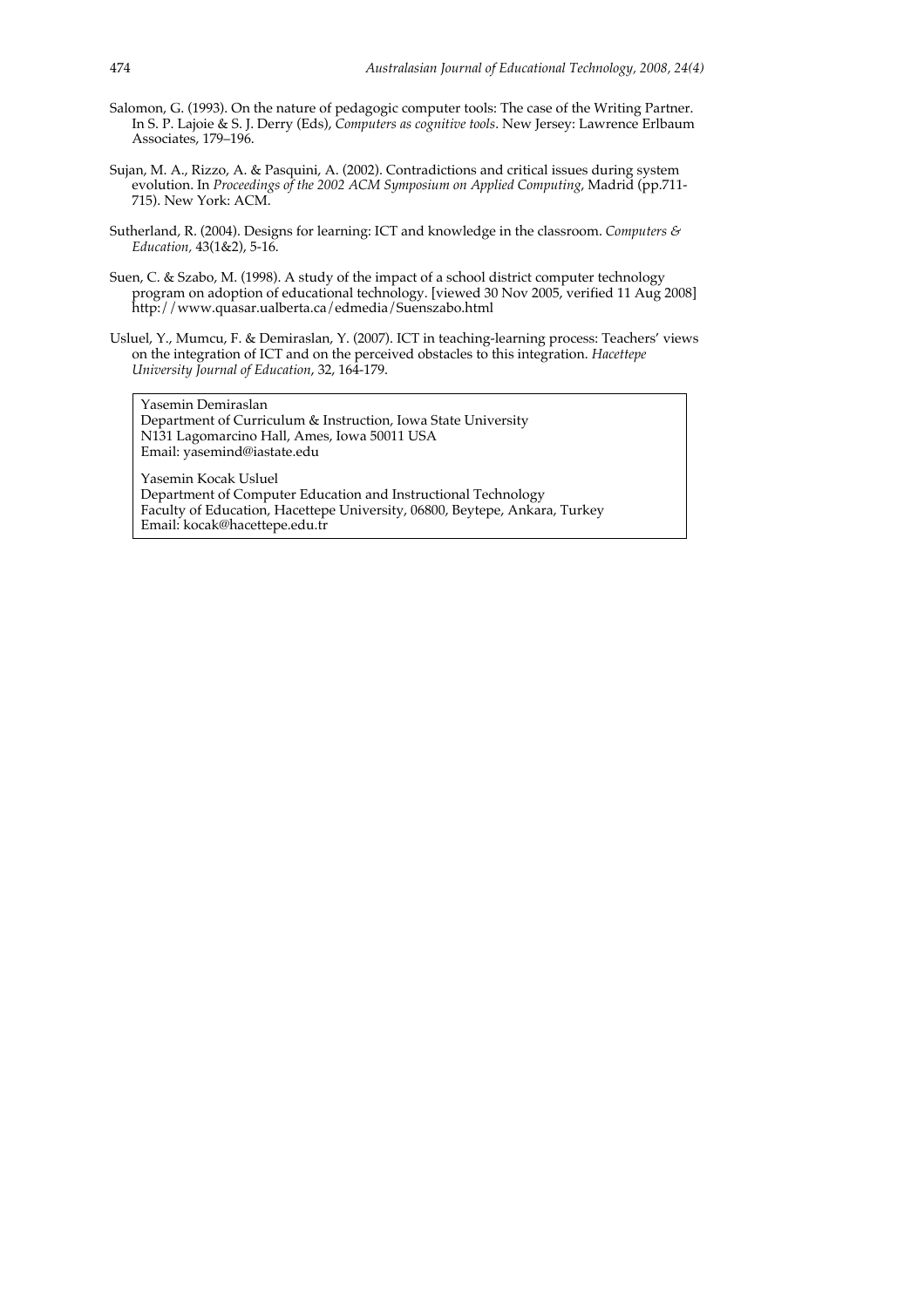Salomon, G. (1993). On the nature of pedagogic computer tools: The case of the Writing Partner. In S. P. Lajoie & S. J. Derry (Eds), *Computers as cognitive tools*. New Jersey: Lawrence Erlbaum Associates, 179–196.

Sujan, M. A., Rizzo, A. & Pasquini, A. (2002). Contradictions and critical issues during system evolution. In *Proceedings of the 2002 ACM Symposium on Applied Computing*, Madrid (pp.711-715). New York: ACM.

Sutherland, R. (2004). Designs for learning: ICT and knowledge in the classroom. *Computers & Education,* 43(1&2), 5-16.

Suen, C. & Szabo, M. (1998). A study of the impact of a school district computer technology program on adoption of educational technology. [viewed 30 Nov 2005, verified 11 Aug 2008] http://www.quasar.ualberta.ca/edmedia/Suenszabo.html

Usluel, Y., Mumcu, F. & Demiraslan, Y. (2007). ICT in teaching-learning process: Teachers' views on the integration of ICT and on the perceived obstacles to this integration. *Hacettepe University Journal of Education*, 32, 164-179.

Yasemin Demiraslan
Department of Curriculum & Instruction, Iowa State University
N131 Lagomarcino Hall, Ames, Iowa 50011 USA
Email: yasemind@iastate.edu

Yasemin Kocak Usluel
Department of Computer Education and Instructional Technology
Faculty of Education, Hacettepe University, 06800, Beytepe, Ankara, Turkey
Email: kocak@hacettepe.edu.tr